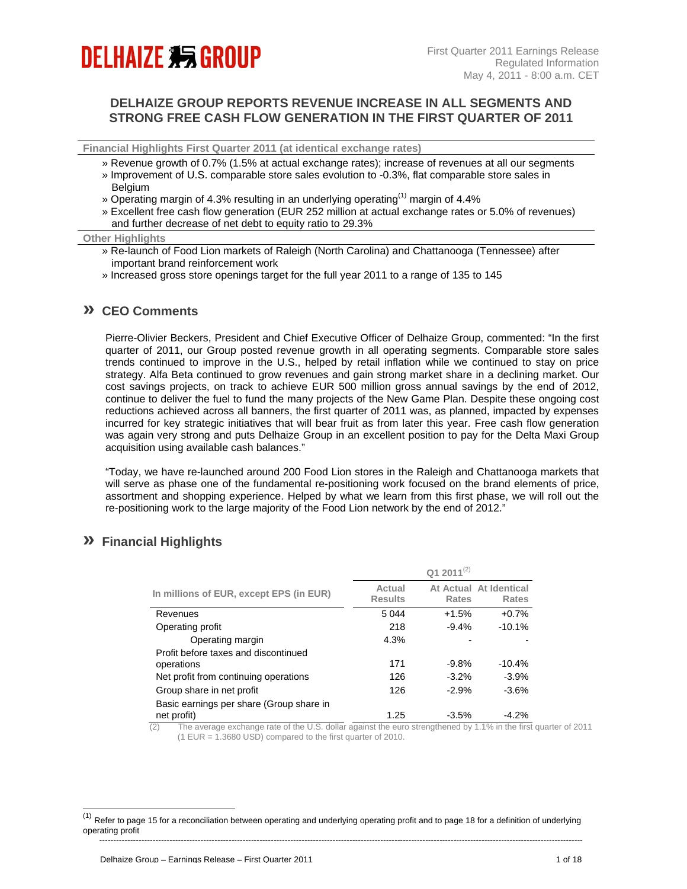First Quarter 2011 Earnings Release
Regulated Information
May 4, 2011 - 8:00 a.m. CET

# DELHAIZE GROUP REPORTS REVENUE INCREASE IN ALL SEGMENTS AND STRONG FREE CASH FLOW GENERATION IN THE FIRST QUARTER OF 2011

**Financial Highlights First Quarter 2011 (at identical exchange rates)**

- » Revenue growth of 0.7% (1.5% at actual exchange rates); increase of revenues at all our segments
- » Improvement of U.S. comparable store sales evolution to -0.3%, flat comparable store sales in Belgium
- » Operating margin of 4.3% resulting in an underlying operating[1] margin of 4.4%
- » Excellent free cash flow generation (EUR 252 million at actual exchange rates or 5.0% of revenues) and further decrease of net debt to equity ratio to 29.3%

**Other Highlights**

- » Re-launch of Food Lion markets of Raleigh (North Carolina) and Chattanooga (Tennessee) after important brand reinforcement work
- » Increased gross store openings target for the full year 2011 to a range of 135 to 145

## » CEO Comments

Pierre-Olivier Beckers, President and Chief Executive Officer of Delhaize Group, commented: "In the first quarter of 2011, our Group posted revenue growth in all operating segments. Comparable store sales trends continued to improve in the U.S., helped by retail inflation while we continued to stay on price strategy. Alfa Beta continued to grow revenues and gain strong market share in a declining market. Our cost savings projects, on track to achieve EUR 500 million gross annual savings by the end of 2012, continue to deliver the fuel to fund the many projects of the New Game Plan. Despite these ongoing cost reductions achieved across all banners, the first quarter of 2011 was, as planned, impacted by expenses incurred for key strategic initiatives that will bear fruit as from later this year. Free cash flow generation was again very strong and puts Delhaize Group in an excellent position to pay for the Delta Maxi Group acquisition using available cash balances."

"Today, we have re-launched around 200 Food Lion stores in the Raleigh and Chattanooga markets that will serve as phase one of the fundamental re-positioning work focused on the brand elements of price, assortment and shopping experience. Helped by what we learn from this first phase, we will roll out the re-positioning work to the large majority of the Food Lion network by the end of 2012."

## » Financial Highlights

| In millions of EUR, except EPS (in EUR) | Q1 2011[(2)] | | |
|---|---|---|---|
| | Actual Results | At Actual Rates | At Identical Rates |
| Revenues | 5 044 | +1.5% | +0.7% |
| Operating profit | 218 | -9.4% | -10.1% |
| Operating margin | 4.3% | - | - |
| Profit before taxes and discontinued operations | 171 | -9.8% | -10.4% |
| Net profit from continuing operations | 126 | -3.2% | -3.9% |
| Group share in net profit | 126 | -2.9% | -3.6% |
| Basic earnings per share (Group share in net profit) | 1.25 | -3.5% | -4.2% |

(2) The average exchange rate of the U.S. dollar against the euro strengthened by 1.1% in the first quarter of 2011 (1 EUR = 1.3680 USD) compared to the first quarter of 2010.

(1) Refer to page 15 for a reconciliation between operating and underlying operating profit and to page 18 for a definition of underlying operating profit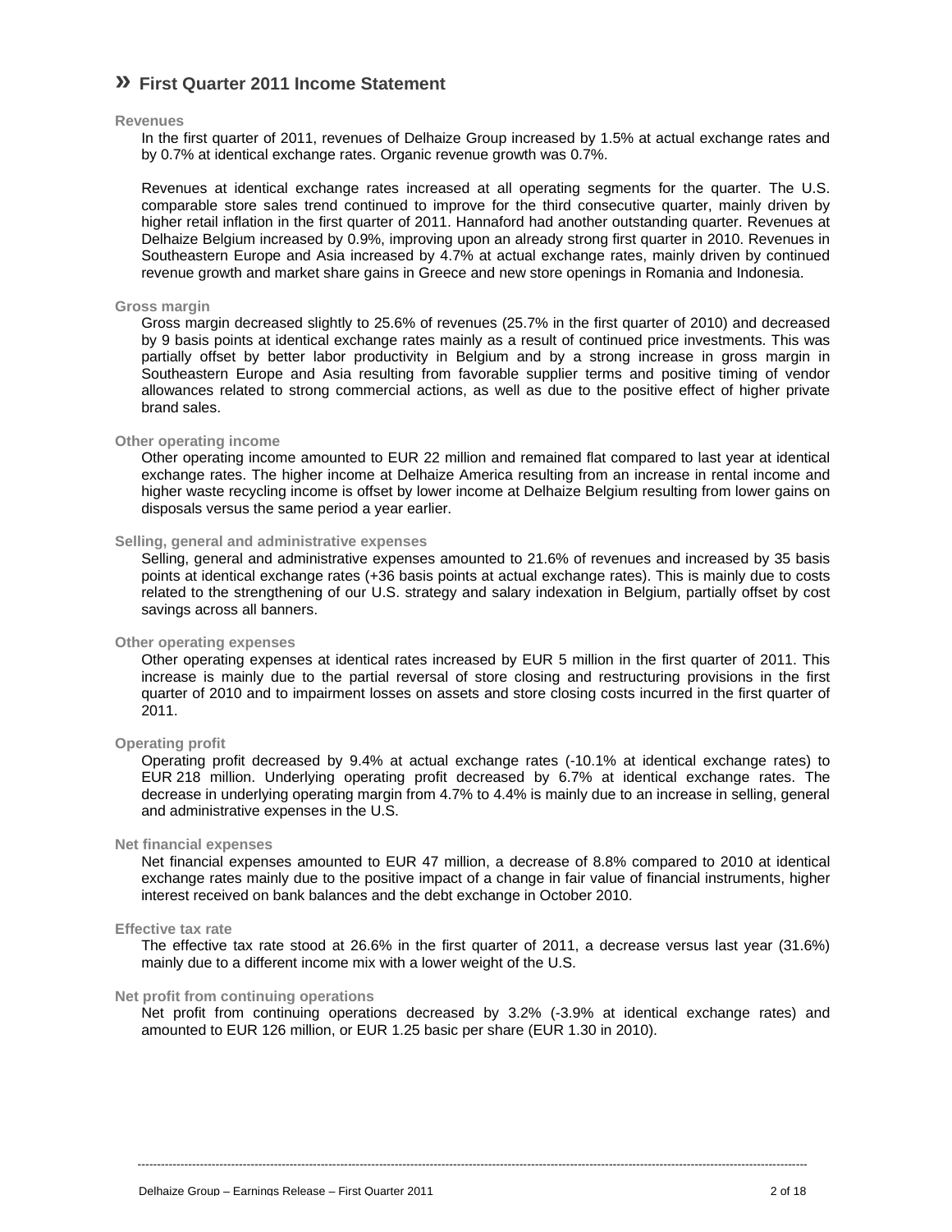## » First Quarter 2011 Income Statement

### Revenues

In the first quarter of 2011, revenues of Delhaize Group increased by 1.5% at actual exchange rates and by 0.7% at identical exchange rates. Organic revenue growth was 0.7%.

Revenues at identical exchange rates increased at all operating segments for the quarter. The U.S. comparable store sales trend continued to improve for the third consecutive quarter, mainly driven by higher retail inflation in the first quarter of 2011. Hannaford had another outstanding quarter. Revenues at Delhaize Belgium increased by 0.9%, improving upon an already strong first quarter in 2010. Revenues in Southeastern Europe and Asia increased by 4.7% at actual exchange rates, mainly driven by continued revenue growth and market share gains in Greece and new store openings in Romania and Indonesia.

### Gross margin

Gross margin decreased slightly to 25.6% of revenues (25.7% in the first quarter of 2010) and decreased by 9 basis points at identical exchange rates mainly as a result of continued price investments. This was partially offset by better labor productivity in Belgium and by a strong increase in gross margin in Southeastern Europe and Asia resulting from favorable supplier terms and positive timing of vendor allowances related to strong commercial actions, as well as due to the positive effect of higher private brand sales.

### Other operating income

Other operating income amounted to EUR 22 million and remained flat compared to last year at identical exchange rates. The higher income at Delhaize America resulting from an increase in rental income and higher waste recycling income is offset by lower income at Delhaize Belgium resulting from lower gains on disposals versus the same period a year earlier.

### Selling, general and administrative expenses

Selling, general and administrative expenses amounted to 21.6% of revenues and increased by 35 basis points at identical exchange rates (+36 basis points at actual exchange rates). This is mainly due to costs related to the strengthening of our U.S. strategy and salary indexation in Belgium, partially offset by cost savings across all banners.

### Other operating expenses

Other operating expenses at identical rates increased by EUR 5 million in the first quarter of 2011. This increase is mainly due to the partial reversal of store closing and restructuring provisions in the first quarter of 2010 and to impairment losses on assets and store closing costs incurred in the first quarter of 2011.

### Operating profit

Operating profit decreased by 9.4% at actual exchange rates (-10.1% at identical exchange rates) to EUR 218 million. Underlying operating profit decreased by 6.7% at identical exchange rates. The decrease in underlying operating margin from 4.7% to 4.4% is mainly due to an increase in selling, general and administrative expenses in the U.S.

### Net financial expenses

Net financial expenses amounted to EUR 47 million, a decrease of 8.8% compared to 2010 at identical exchange rates mainly due to the positive impact of a change in fair value of financial instruments, higher interest received on bank balances and the debt exchange in October 2010.

### Effective tax rate

The effective tax rate stood at 26.6% in the first quarter of 2011, a decrease versus last year (31.6%) mainly due to a different income mix with a lower weight of the U.S.

### Net profit from continuing operations

Net profit from continuing operations decreased by 3.2% (-3.9% at identical exchange rates) and amounted to EUR 126 million, or EUR 1.25 basic per share (EUR 1.30 in 2010).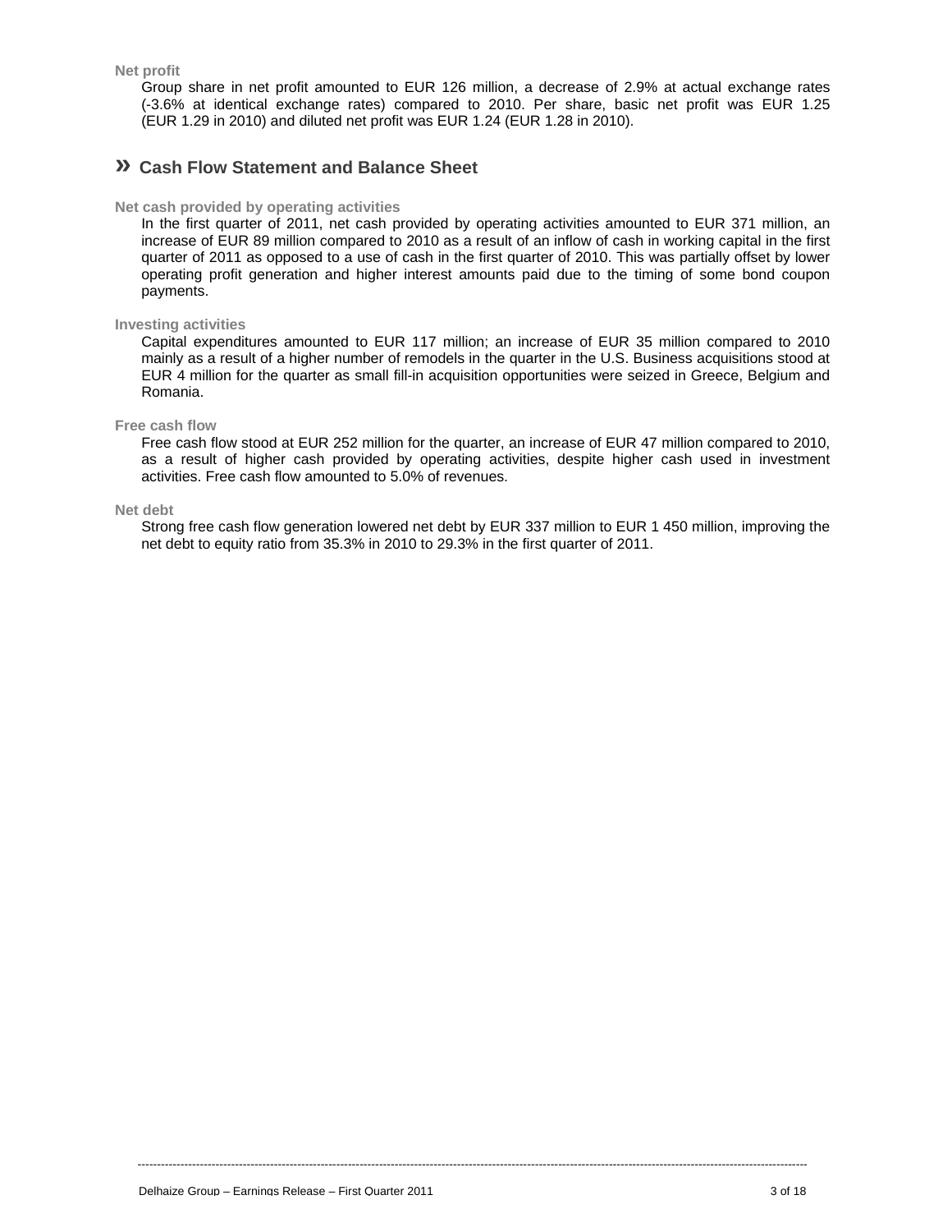**Net profit**

Group share in net profit amounted to EUR 126 million, a decrease of 2.9% at actual exchange rates (-3.6% at identical exchange rates) compared to 2010. Per share, basic net profit was EUR 1.25 (EUR 1.29 in 2010) and diluted net profit was EUR 1.24 (EUR 1.28 in 2010).

## » Cash Flow Statement and Balance Sheet

**Net cash provided by operating activities**

In the first quarter of 2011, net cash provided by operating activities amounted to EUR 371 million, an increase of EUR 89 million compared to 2010 as a result of an inflow of cash in working capital in the first quarter of 2011 as opposed to a use of cash in the first quarter of 2010. This was partially offset by lower operating profit generation and higher interest amounts paid due to the timing of some bond coupon payments.

**Investing activities**

Capital expenditures amounted to EUR 117 million; an increase of EUR 35 million compared to 2010 mainly as a result of a higher number of remodels in the quarter in the U.S. Business acquisitions stood at EUR 4 million for the quarter as small fill-in acquisition opportunities were seized in Greece, Belgium and Romania.

**Free cash flow**

Free cash flow stood at EUR 252 million for the quarter, an increase of EUR 47 million compared to 2010, as a result of higher cash provided by operating activities, despite higher cash used in investment activities. Free cash flow amounted to 5.0% of revenues.

**Net debt**

Strong free cash flow generation lowered net debt by EUR 337 million to EUR 1 450 million, improving the net debt to equity ratio from 35.3% in 2010 to 29.3% in the first quarter of 2011.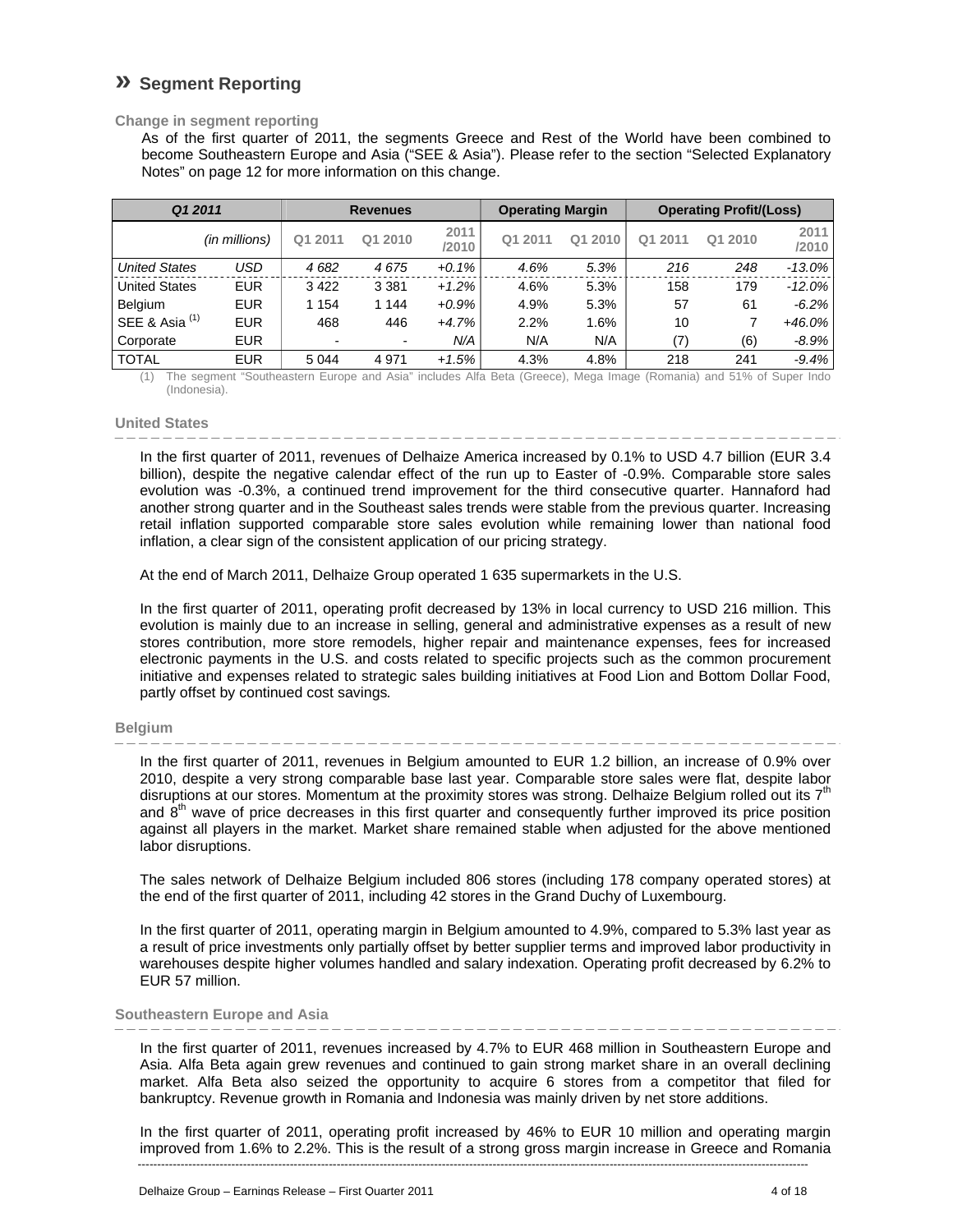## » Segment Reporting

**Change in segment reporting**

As of the first quarter of 2011, the segments Greece and Rest of the World have been combined to become Southeastern Europe and Asia ("SEE & Asia"). Please refer to the section "Selected Explanatory Notes" on page 12 for more information on this change.

| *Q1 2011* | | Revenues | | | Operating Margin | | Operating Profit/(Loss) | | |
|---|---|---|---|---|---|---|---|---|---|
| | *(in millions)* | Q1 2011 | Q1 2010 | 2011 /2010 | Q1 2011 | Q1 2010 | Q1 2011 | Q1 2010 | 2011 /2010 |
| *United States* | *USD* | *4 682* | *4 675* | *+0.1%* | *4.6%* | *5.3%* | *216* | *248* | *-13.0%* |
| United States | EUR | 3 422 | 3 381 | *+1.2%* | 4.6% | 5.3% | 158 | 179 | *-12.0%* |
| Belgium | EUR | 1 154 | 1 144 | *+0.9%* | 4.9% | 5.3% | 57 | 61 | *-6.2%* |
| SEE & Asia (1) | EUR | 468 | 446 | *+4.7%* | 2.2% | 1.6% | 10 | 7 | *+46.0%* |
| Corporate | EUR | - | - | *N/A* | N/A | N/A | (7) | (6) | *-8.9%* |
| TOTAL | EUR | 5 044 | 4 971 | *+1.5%* | 4.3% | 4.8% | 218 | 241 | *-9.4%* |

(1) The segment "Southeastern Europe and Asia" includes Alfa Beta (Greece), Mega Image (Romania) and 51% of Super Indo (Indonesia).

**United States**

In the first quarter of 2011, revenues of Delhaize America increased by 0.1% to USD 4.7 billion (EUR 3.4 billion), despite the negative calendar effect of the run up to Easter of -0.9%. Comparable store sales evolution was -0.3%, a continued trend improvement for the third consecutive quarter. Hannaford had another strong quarter and in the Southeast sales trends were stable from the previous quarter. Increasing retail inflation supported comparable store sales evolution while remaining lower than national food inflation, a clear sign of the consistent application of our pricing strategy.

At the end of March 2011, Delhaize Group operated 1 635 supermarkets in the U.S.

In the first quarter of 2011, operating profit decreased by 13% in local currency to USD 216 million. This evolution is mainly due to an increase in selling, general and administrative expenses as a result of new stores contribution, more store remodels, higher repair and maintenance expenses, fees for increased electronic payments in the U.S. and costs related to specific projects such as the common procurement initiative and expenses related to strategic sales building initiatives at Food Lion and Bottom Dollar Food, partly offset by continued cost savings.

**Belgium**

In the first quarter of 2011, revenues in Belgium amounted to EUR 1.2 billion, an increase of 0.9% over 2010, despite a very strong comparable base last year. Comparable store sales were flat, despite labor disruptions at our stores. Momentum at the proximity stores was strong. Delhaize Belgium rolled out its 7th and 8th wave of price decreases in this first quarter and consequently further improved its price position against all players in the market. Market share remained stable when adjusted for the above mentioned labor disruptions.

The sales network of Delhaize Belgium included 806 stores (including 178 company operated stores) at the end of the first quarter of 2011, including 42 stores in the Grand Duchy of Luxembourg.

In the first quarter of 2011, operating margin in Belgium amounted to 4.9%, compared to 5.3% last year as a result of price investments only partially offset by better supplier terms and improved labor productivity in warehouses despite higher volumes handled and salary indexation. Operating profit decreased by 6.2% to EUR 57 million.

**Southeastern Europe and Asia**

In the first quarter of 2011, revenues increased by 4.7% to EUR 468 million in Southeastern Europe and Asia. Alfa Beta again grew revenues and continued to gain strong market share in an overall declining market. Alfa Beta also seized the opportunity to acquire 6 stores from a competitor that filed for bankruptcy. Revenue growth in Romania and Indonesia was mainly driven by net store additions.

In the first quarter of 2011, operating profit increased by 46% to EUR 10 million and operating margin improved from 1.6% to 2.2%. This is the result of a strong gross margin increase in Greece and Romania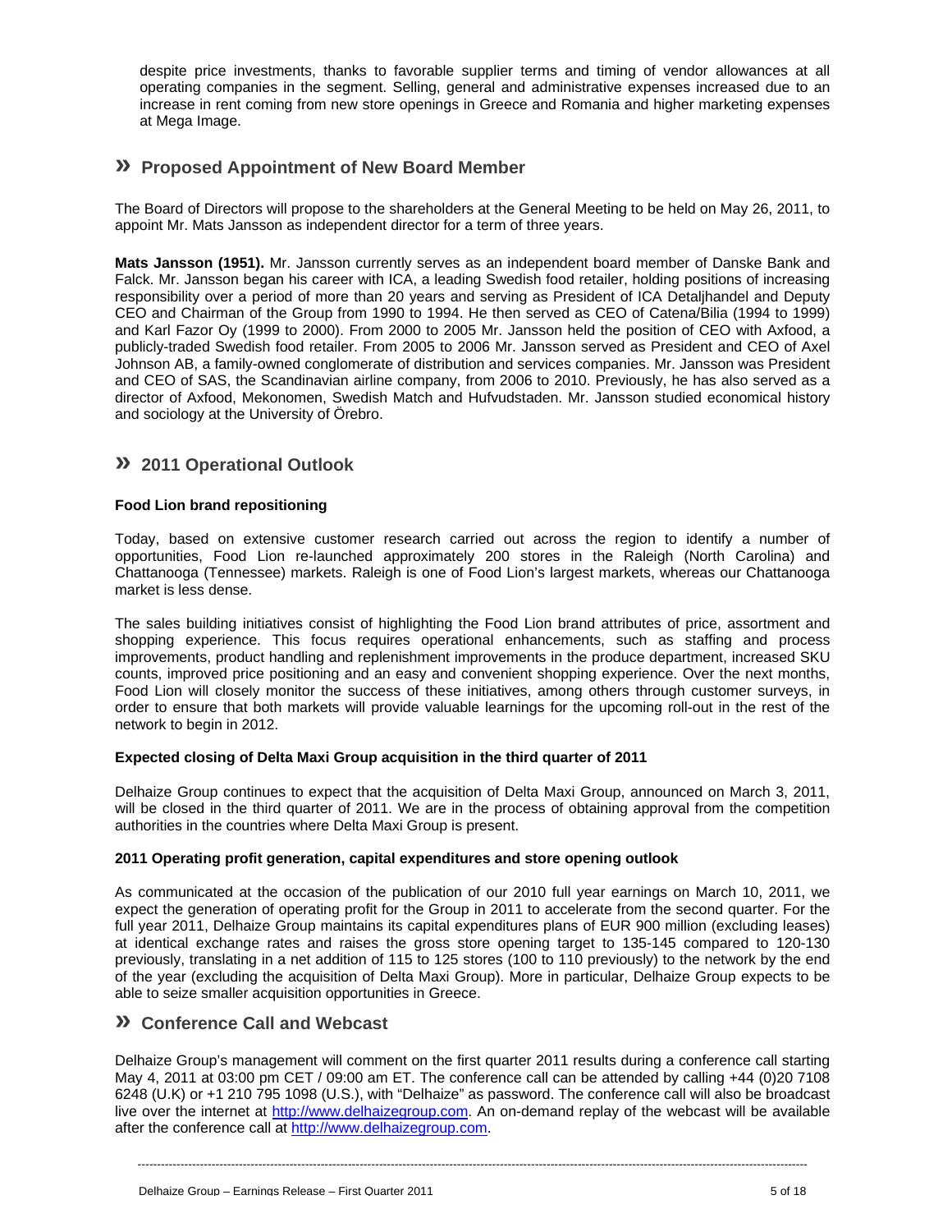despite price investments, thanks to favorable supplier terms and timing of vendor allowances at all operating companies in the segment. Selling, general and administrative expenses increased due to an increase in rent coming from new store openings in Greece and Romania and higher marketing expenses at Mega Image.

## » Proposed Appointment of New Board Member

The Board of Directors will propose to the shareholders at the General Meeting to be held on May 26, 2011, to appoint Mr. Mats Jansson as independent director for a term of three years.

**Mats Jansson (1951).** Mr. Jansson currently serves as an independent board member of Danske Bank and Falck. Mr. Jansson began his career with ICA, a leading Swedish food retailer, holding positions of increasing responsibility over a period of more than 20 years and serving as President of ICA Detaljhandel and Deputy CEO and Chairman of the Group from 1990 to 1994. He then served as CEO of Catena/Bilia (1994 to 1999) and Karl Fazor Oy (1999 to 2000). From 2000 to 2005 Mr. Jansson held the position of CEO with Axfood, a publicly-traded Swedish food retailer. From 2005 to 2006 Mr. Jansson served as President and CEO of Axel Johnson AB, a family-owned conglomerate of distribution and services companies. Mr. Jansson was President and CEO of SAS, the Scandinavian airline company, from 2006 to 2010. Previously, he has also served as a director of Axfood, Mekonomen, Swedish Match and Hufvudstaden. Mr. Jansson studied economical history and sociology at the University of Örebro.

## » 2011 Operational Outlook

### Food Lion brand repositioning

Today, based on extensive customer research carried out across the region to identify a number of opportunities, Food Lion re-launched approximately 200 stores in the Raleigh (North Carolina) and Chattanooga (Tennessee) markets. Raleigh is one of Food Lion's largest markets, whereas our Chattanooga market is less dense.

The sales building initiatives consist of highlighting the Food Lion brand attributes of price, assortment and shopping experience. This focus requires operational enhancements, such as staffing and process improvements, product handling and replenishment improvements in the produce department, increased SKU counts, improved price positioning and an easy and convenient shopping experience. Over the next months, Food Lion will closely monitor the success of these initiatives, among others through customer surveys, in order to ensure that both markets will provide valuable learnings for the upcoming roll-out in the rest of the network to begin in 2012.

### Expected closing of Delta Maxi Group acquisition in the third quarter of 2011

Delhaize Group continues to expect that the acquisition of Delta Maxi Group, announced on March 3, 2011, will be closed in the third quarter of 2011. We are in the process of obtaining approval from the competition authorities in the countries where Delta Maxi Group is present.

### 2011 Operating profit generation, capital expenditures and store opening outlook

As communicated at the occasion of the publication of our 2010 full year earnings on March 10, 2011, we expect the generation of operating profit for the Group in 2011 to accelerate from the second quarter. For the full year 2011, Delhaize Group maintains its capital expenditures plans of EUR 900 million (excluding leases) at identical exchange rates and raises the gross store opening target to 135-145 compared to 120-130 previously, translating in a net addition of 115 to 125 stores (100 to 110 previously) to the network by the end of the year (excluding the acquisition of Delta Maxi Group). More in particular, Delhaize Group expects to be able to seize smaller acquisition opportunities in Greece.

## » Conference Call and Webcast

Delhaize Group's management will comment on the first quarter 2011 results during a conference call starting May 4, 2011 at 03:00 pm CET / 09:00 am ET. The conference call can be attended by calling +44 (0)20 7108 6248 (U.K) or +1 210 795 1098 (U.S.), with "Delhaize" as password. The conference call will also be broadcast live over the internet at http://www.delhaizegroup.com. An on-demand replay of the webcast will be available after the conference call at http://www.delhaizegroup.com.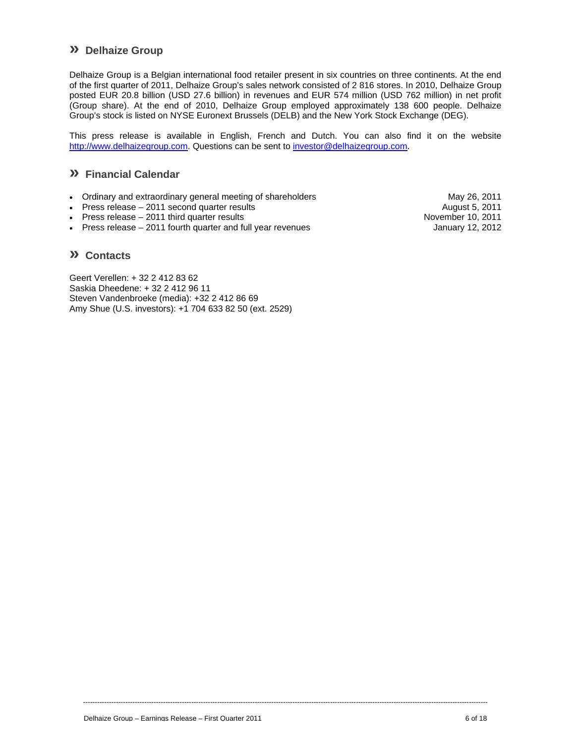## » Delhaize Group

Delhaize Group is a Belgian international food retailer present in six countries on three continents. At the end of the first quarter of 2011, Delhaize Group's sales network consisted of 2 816 stores. In 2010, Delhaize Group posted EUR 20.8 billion (USD 27.6 billion) in revenues and EUR 574 million (USD 762 million) in net profit (Group share). At the end of 2010, Delhaize Group employed approximately 138 600 people. Delhaize Group's stock is listed on NYSE Euronext Brussels (DELB) and the New York Stock Exchange (DEG).

This press release is available in English, French and Dutch. You can also find it on the website http://www.delhaizegroup.com. Questions can be sent to investor@delhaizegroup.com.

## » Financial Calendar

- Ordinary and extraordinary general meeting of shareholders — May 26, 2011
- Press release – 2011 second quarter results — August 5, 2011
- Press release – 2011 third quarter results — November 10, 2011
- Press release – 2011 fourth quarter and full year revenues — January 12, 2012

## » Contacts

Geert Verellen: + 32 2 412 83 62
Saskia Dheedene: + 32 2 412 96 11
Steven Vandenbroeke (media): +32 2 412 86 69
Amy Shue (U.S. investors): +1 704 633 82 50 (ext. 2529)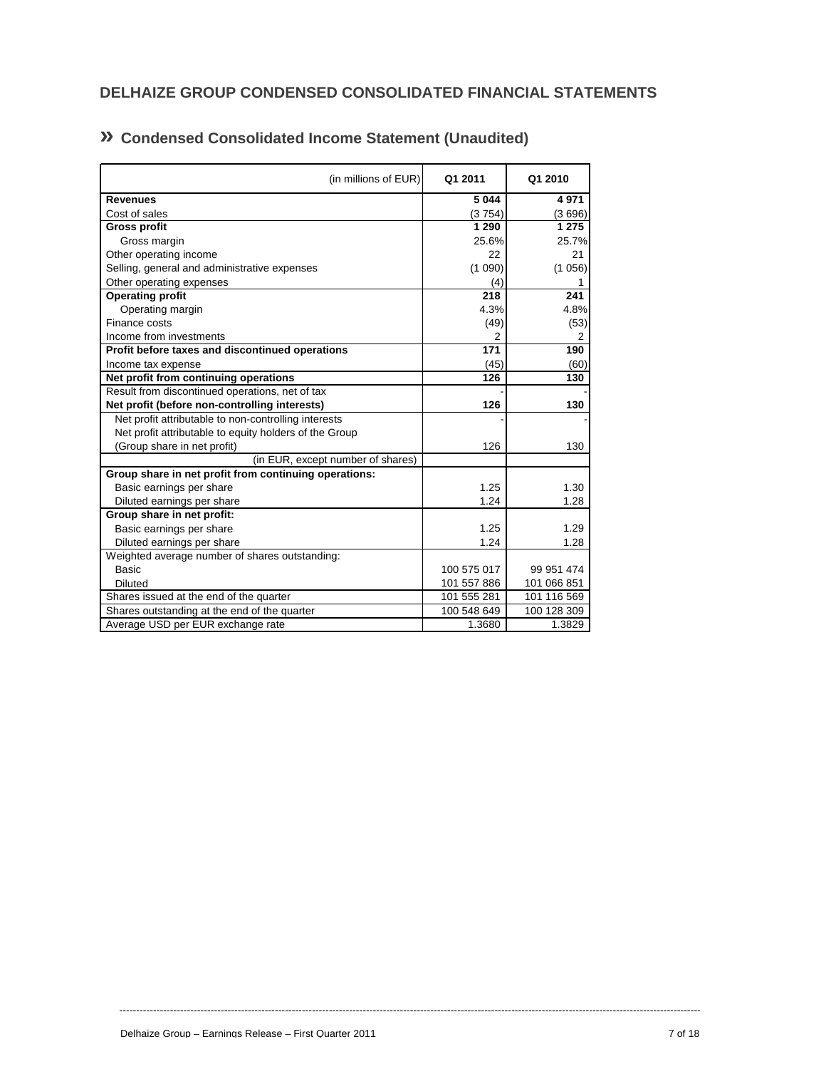## DELHAIZE GROUP CONDENSED CONSOLIDATED FINANCIAL STATEMENTS

### » Condensed Consolidated Income Statement (Unaudited)

| (in millions of EUR) | Q1 2011 | Q1 2010 |
|---|---|---|
| **Revenues** | **5 044** | **4 971** |
| Cost of sales | (3 754) | (3 696) |
| **Gross profit** | **1 290** | **1 275** |
| Gross margin | 25.6% | 25.7% |
| Other operating income | 22 | 21 |
| Selling, general and administrative expenses | (1 090) | (1 056) |
| Other operating expenses | (4) | 1 |
| **Operating profit** | **218** | **241** |
| Operating margin | 4.3% | 4.8% |
| Finance costs | (49) | (53) |
| Income from investments | 2 | 2 |
| **Profit before taxes and discontinued operations** | **171** | **190** |
| Income tax expense | (45) | (60) |
| **Net profit from continuing operations** | **126** | **130** |
| Result from discontinued operations, net of tax | - | - |
| **Net profit (before non-controlling interests)** | **126** | **130** |
| Net profit attributable to non-controlling interests | - | - |
| Net profit attributable to equity holders of the Group (Group share in net profit) | 126 | 130 |
| (in EUR, except number of shares) | | |
| **Group share in net profit from continuing operations:** | | |
| Basic earnings per share | 1.25 | 1.30 |
| Diluted earnings per share | 1.24 | 1.28 |
| **Group share in net profit:** | | |
| Basic earnings per share | 1.25 | 1.29 |
| Diluted earnings per share | 1.24 | 1.28 |
| Weighted average number of shares outstanding: | | |
| Basic | 100 575 017 | 99 951 474 |
| Diluted | 101 557 886 | 101 066 851 |
| Shares issued at the end of the quarter | 101 555 281 | 101 116 569 |
| Shares outstanding at the end of the quarter | 100 548 649 | 100 128 309 |
| Average USD per EUR exchange rate | 1.3680 | 1.3829 |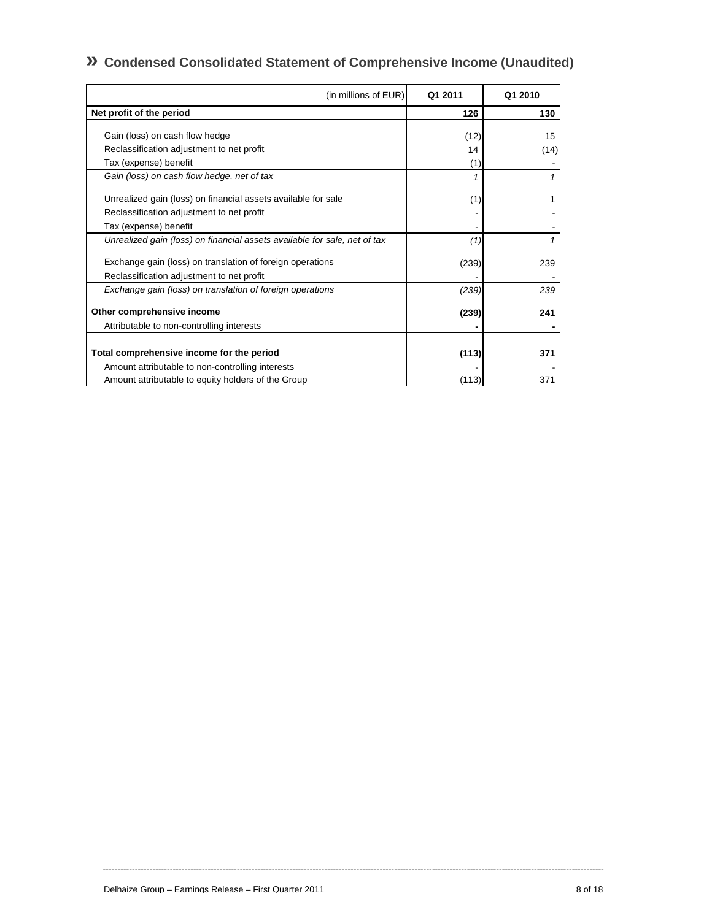## » Condensed Consolidated Statement of Comprehensive Income (Unaudited)

| (in millions of EUR) | Q1 2011 | Q1 2010 |
|---|---|---|
| **Net profit of the period** | **126** | **130** |
| Gain (loss) on cash flow hedge | (12) | 15 |
| Reclassification adjustment to net profit | 14 | (14) |
| Tax (expense) benefit | (1) | - |
| *Gain (loss) on cash flow hedge, net of tax* | *1* | *1* |
| Unrealized gain (loss) on financial assets available for sale | (1) | 1 |
| Reclassification adjustment to net profit | - | - |
| Tax (expense) benefit | - | - |
| *Unrealized gain (loss) on financial assets available for sale, net of tax* | *(1)* | *1* |
| Exchange gain (loss) on translation of foreign operations | (239) | 239 |
| Reclassification adjustment to net profit | - | - |
| *Exchange gain (loss) on translation of foreign operations* | *(239)* | *239* |
| **Other comprehensive income** | **(239)** | **241** |
| Attributable to non-controlling interests | **-** | **-** |
| **Total comprehensive income for the period** | **(113)** | **371** |
| Amount attributable to non-controlling interests | - | - |
| Amount attributable to equity holders of the Group | (113) | 371 |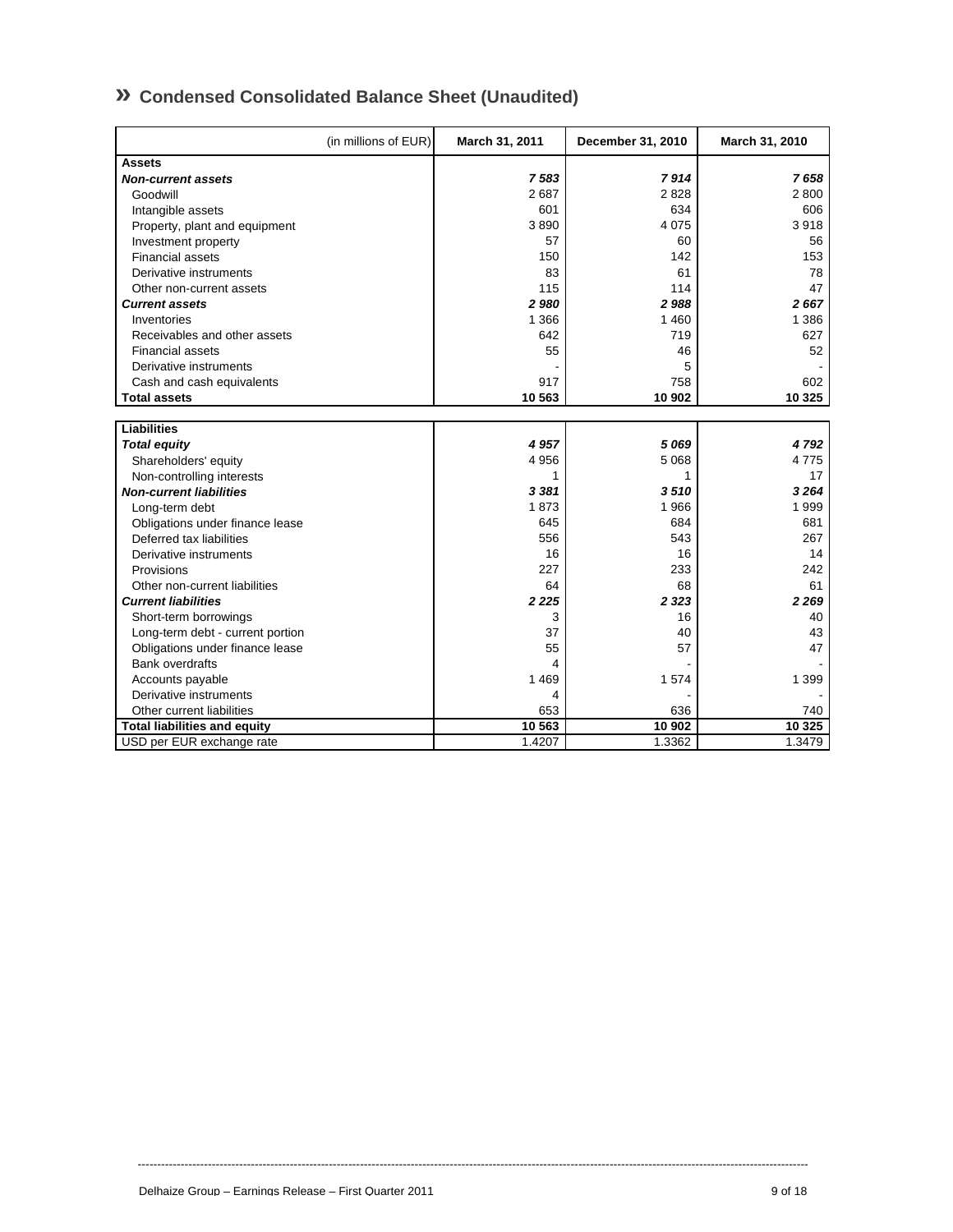# » Condensed Consolidated Balance Sheet (Unaudited)

| (in millions of EUR) | March 31, 2011 | December 31, 2010 | March 31, 2010 |
|---|---|---|---|
| **Assets** | | | |
| ***Non-current assets*** | ***7 583*** | ***7 914*** | ***7 658*** |
| Goodwill | 2 687 | 2 828 | 2 800 |
| Intangible assets | 601 | 634 | 606 |
| Property, plant and equipment | 3 890 | 4 075 | 3 918 |
| Investment property | 57 | 60 | 56 |
| Financial assets | 150 | 142 | 153 |
| Derivative instruments | 83 | 61 | 78 |
| Other non-current assets | 115 | 114 | 47 |
| ***Current assets*** | ***2 980*** | ***2 988*** | ***2 667*** |
| Inventories | 1 366 | 1 460 | 1 386 |
| Receivables and other assets | 642 | 719 | 627 |
| Financial assets | 55 | 46 | 52 |
| Derivative instruments | - | 5 | - |
| Cash and cash equivalents | 917 | 758 | 602 |
| **Total assets** | **10 563** | **10 902** | **10 325** |

| (in millions of EUR) | March 31, 2011 | December 31, 2010 | March 31, 2010 |
|---|---|---|---|
| **Liabilities** | | | |
| ***Total equity*** | ***4 957*** | ***5 069*** | ***4 792*** |
| Shareholders' equity | 4 956 | 5 068 | 4 775 |
| Non-controlling interests | 1 | 1 | 17 |
| ***Non-current liabilities*** | ***3 381*** | ***3 510*** | ***3 264*** |
| Long-term debt | 1 873 | 1 966 | 1 999 |
| Obligations under finance lease | 645 | 684 | 681 |
| Deferred tax liabilities | 556 | 543 | 267 |
| Derivative instruments | 16 | 16 | 14 |
| Provisions | 227 | 233 | 242 |
| Other non-current liabilities | 64 | 68 | 61 |
| ***Current liabilities*** | ***2 225*** | ***2 323*** | ***2 269*** |
| Short-term borrowings | 3 | 16 | 40 |
| Long-term debt - current portion | 37 | 40 | 43 |
| Obligations under finance lease | 55 | 57 | 47 |
| Bank overdrafts | 4 | - | - |
| Accounts payable | 1 469 | 1 574 | 1 399 |
| Derivative instruments | 4 | - | - |
| Other current liabilities | 653 | 636 | 740 |
| **Total liabilities and equity** | **10 563** | **10 902** | **10 325** |
| USD per EUR exchange rate | 1.4207 | 1.3362 | 1.3479 |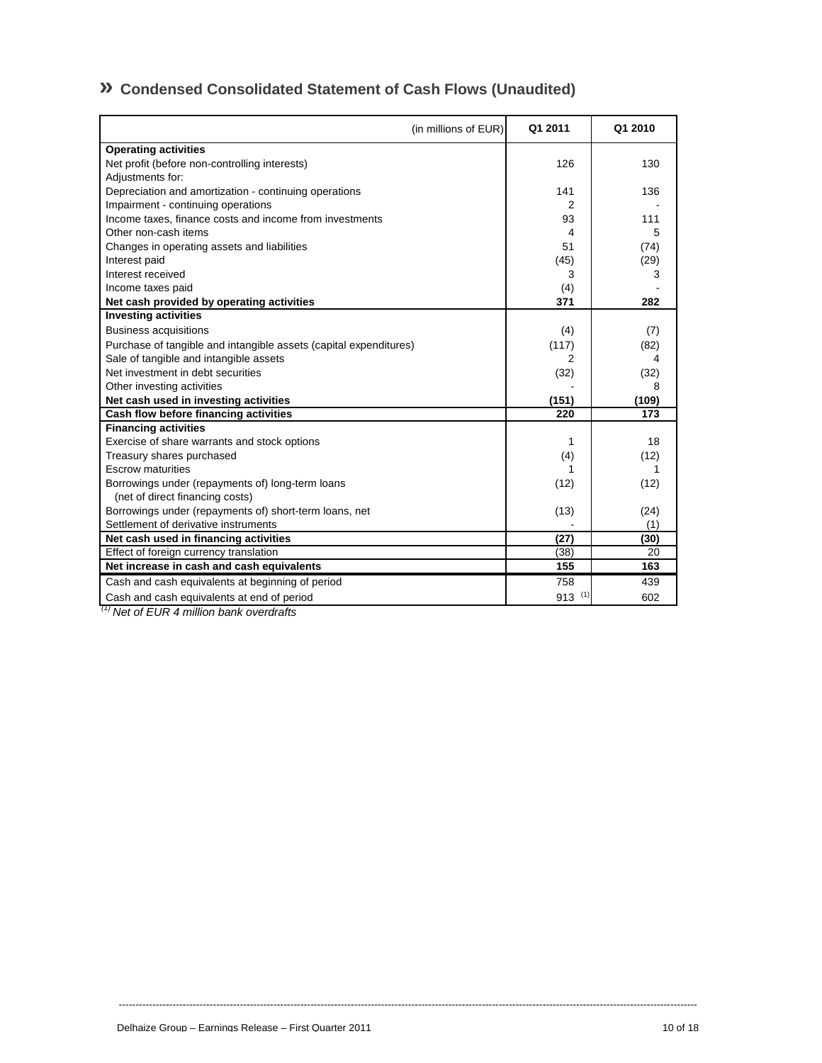## » Condensed Consolidated Statement of Cash Flows (Unaudited)

| (in millions of EUR) | Q1 2011 | Q1 2010 |
|---|---|---|
| **Operating activities** | | |
| Net profit (before non-controlling interests) | 126 | 130 |
| Adjustments for: | | |
| Depreciation and amortization - continuing operations | 141 | 136 |
| Impairment - continuing operations | 2 | - |
| Income taxes, finance costs and income from investments | 93 | 111 |
| Other non-cash items | 4 | 5 |
| Changes in operating assets and liabilities | 51 | (74) |
| Interest paid | (45) | (29) |
| Interest received | 3 | 3 |
| Income taxes paid | (4) | - |
| **Net cash provided by operating activities** | **371** | **282** |
| **Investing activities** | | |
| Business acquisitions | (4) | (7) |
| Purchase of tangible and intangible assets (capital expenditures) | (117) | (82) |
| Sale of tangible and intangible assets | 2 | 4 |
| Net investment in debt securities | (32) | (32) |
| Other investing activities | - | 8 |
| **Net cash used in investing activities** | **(151)** | **(109)** |
| **Cash flow before financing activities** | **220** | **173** |
| **Financing activities** | | |
| Exercise of share warrants and stock options | 1 | 18 |
| Treasury shares purchased | (4) | (12) |
| Escrow maturities | 1 | 1 |
| Borrowings under (repayments of) long-term loans (net of direct financing costs) | (12) | (12) |
| Borrowings under (repayments of) short-term loans, net | (13) | (24) |
| Settlement of derivative instruments | - | (1) |
| **Net cash used in financing activities** | **(27)** | **(30)** |
| Effect of foreign currency translation | (38) | 20 |
| **Net increase in cash and cash equivalents** | **155** | **163** |
| Cash and cash equivalents at beginning of period | 758 | 439 |
| Cash and cash equivalents at end of period | 913 [1] | 602 |

*[1] Net of EUR 4 million bank overdrafts*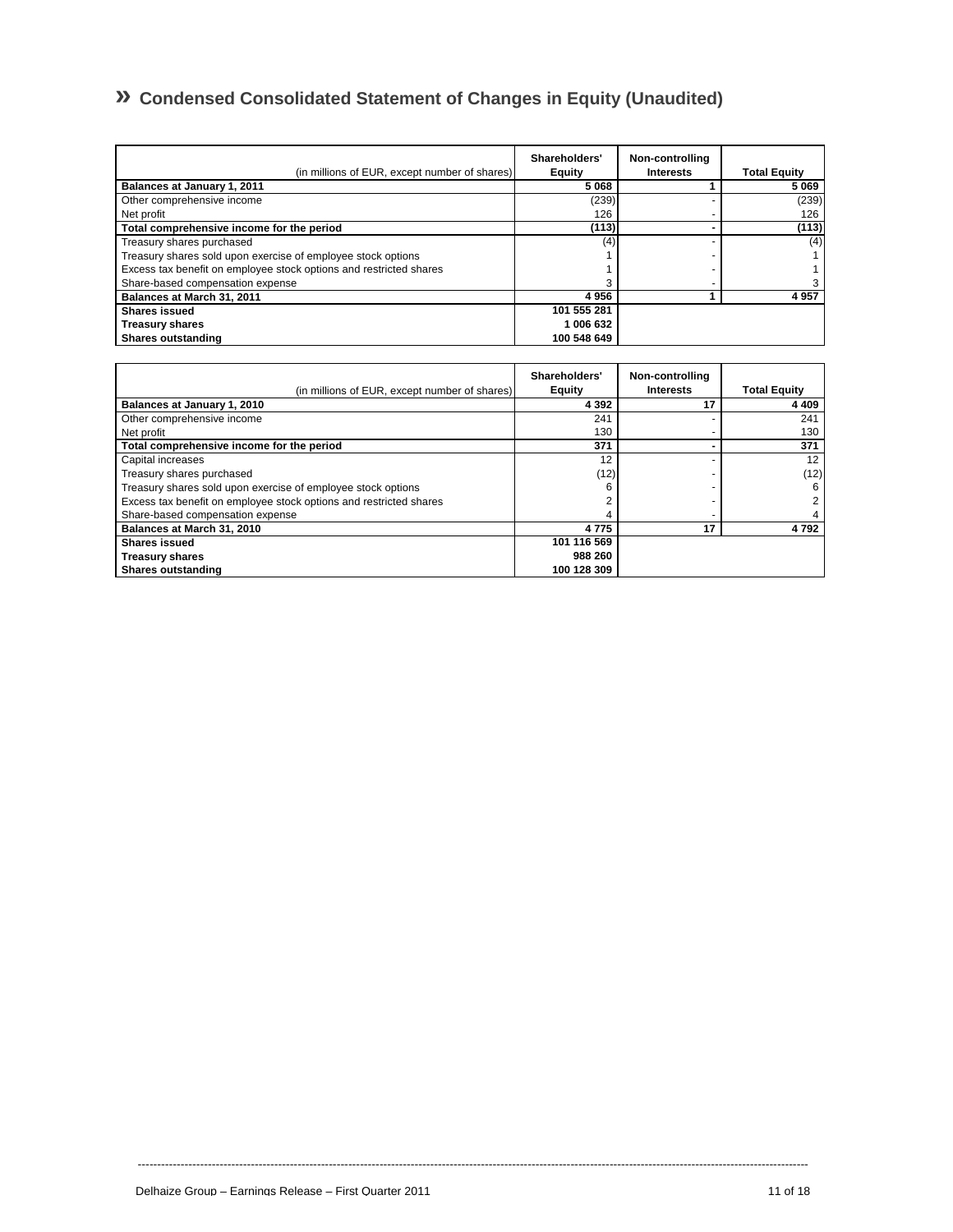# » Condensed Consolidated Statement of Changes in Equity (Unaudited)

| (in millions of EUR, except number of shares) | Shareholders' Equity | Non-controlling Interests | Total Equity |
|---|---|---|---|
| **Balances at January 1, 2011** | **5 068** | **1** | **5 069** |
| Other comprehensive income | (239) | - | (239) |
| Net profit | 126 | - | 126 |
| **Total comprehensive income for the period** | **(113)** | **-** | **(113)** |
| Treasury shares purchased | (4) | - | (4) |
| Treasury shares sold upon exercise of employee stock options | 1 | - | 1 |
| Excess tax benefit on employee stock options and restricted shares | 1 | - | 1 |
| Share-based compensation expense | 3 | - | 3 |
| **Balances at March 31, 2011** | **4 956** | **1** | **4 957** |
| **Shares issued** | **101 555 281** | | |
| **Treasury shares** | **1 006 632** | | |
| **Shares outstanding** | **100 548 649** | | |

| (in millions of EUR, except number of shares) | Shareholders' Equity | Non-controlling Interests | Total Equity |
|---|---|---|---|
| **Balances at January 1, 2010** | **4 392** | **17** | **4 409** |
| Other comprehensive income | 241 | - | 241 |
| Net profit | 130 | - | 130 |
| **Total comprehensive income for the period** | **371** | **-** | **371** |
| Capital increases | 12 | - | 12 |
| Treasury shares purchased | (12) | - | (12) |
| Treasury shares sold upon exercise of employee stock options | 6 | - | 6 |
| Excess tax benefit on employee stock options and restricted shares | 2 | - | 2 |
| Share-based compensation expense | 4 | - | 4 |
| **Balances at March 31, 2010** | **4 775** | **17** | **4 792** |
| **Shares issued** | **101 116 569** | | |
| **Treasury shares** | **988 260** | | |
| **Shares outstanding** | **100 128 309** | | |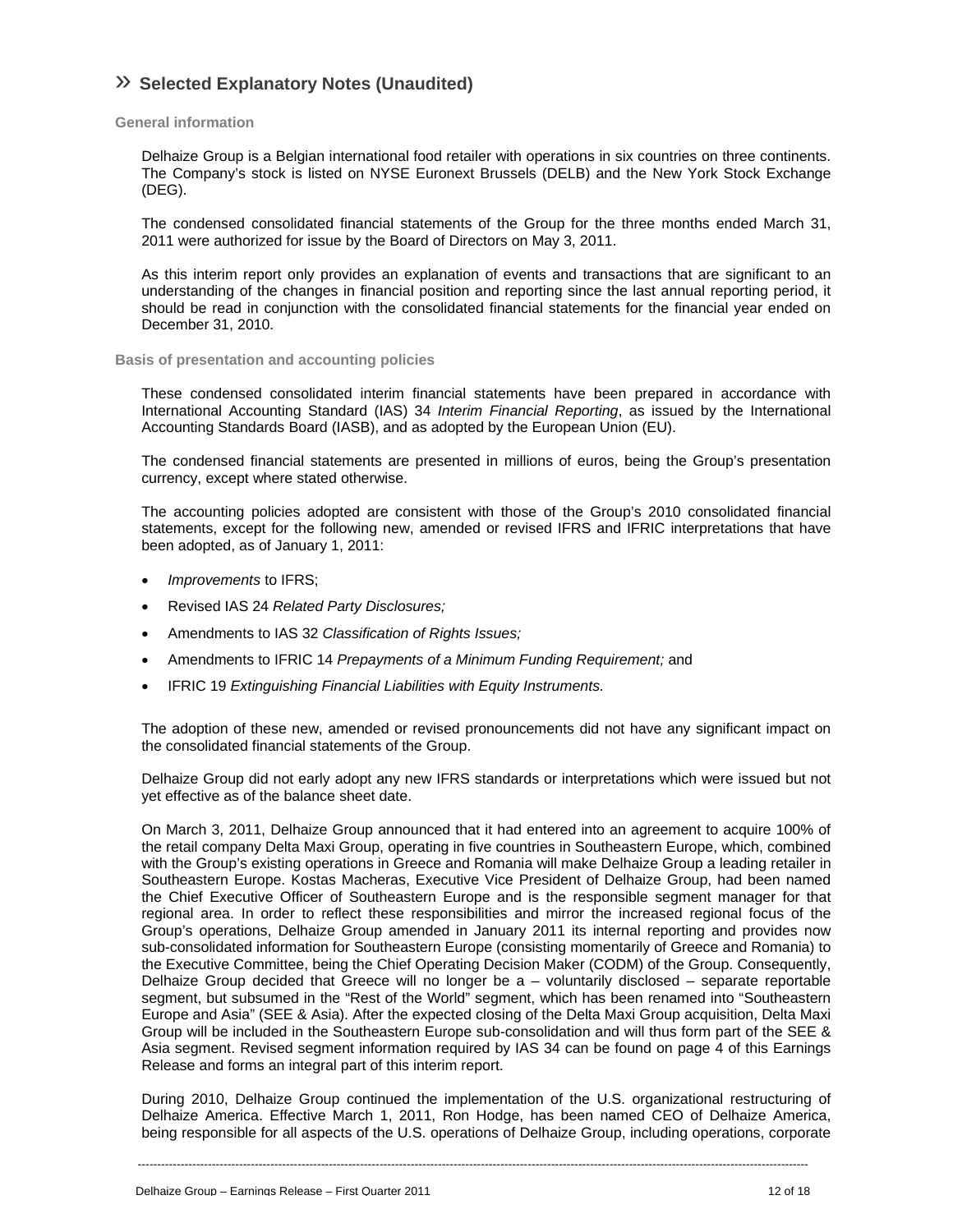# » Selected Explanatory Notes (Unaudited)

## General information

Delhaize Group is a Belgian international food retailer with operations in six countries on three continents. The Company's stock is listed on NYSE Euronext Brussels (DELB) and the New York Stock Exchange (DEG).

The condensed consolidated financial statements of the Group for the three months ended March 31, 2011 were authorized for issue by the Board of Directors on May 3, 2011.

As this interim report only provides an explanation of events and transactions that are significant to an understanding of the changes in financial position and reporting since the last annual reporting period, it should be read in conjunction with the consolidated financial statements for the financial year ended on December 31, 2010.

## Basis of presentation and accounting policies

These condensed consolidated interim financial statements have been prepared in accordance with International Accounting Standard (IAS) 34 *Interim Financial Reporting*, as issued by the International Accounting Standards Board (IASB), and as adopted by the European Union (EU).

The condensed financial statements are presented in millions of euros, being the Group's presentation currency, except where stated otherwise.

The accounting policies adopted are consistent with those of the Group's 2010 consolidated financial statements, except for the following new, amended or revised IFRS and IFRIC interpretations that have been adopted, as of January 1, 2011:

- *Improvements* to IFRS;
- Revised IAS 24 *Related Party Disclosures;*
- Amendments to IAS 32 *Classification of Rights Issues;*
- Amendments to IFRIC 14 *Prepayments of a Minimum Funding Requirement;* and
- IFRIC 19 *Extinguishing Financial Liabilities with Equity Instruments.*

The adoption of these new, amended or revised pronouncements did not have any significant impact on the consolidated financial statements of the Group.

Delhaize Group did not early adopt any new IFRS standards or interpretations which were issued but not yet effective as of the balance sheet date.

On March 3, 2011, Delhaize Group announced that it had entered into an agreement to acquire 100% of the retail company Delta Maxi Group, operating in five countries in Southeastern Europe, which, combined with the Group's existing operations in Greece and Romania will make Delhaize Group a leading retailer in Southeastern Europe. Kostas Macheras, Executive Vice President of Delhaize Group, had been named the Chief Executive Officer of Southeastern Europe and is the responsible segment manager for that regional area. In order to reflect these responsibilities and mirror the increased regional focus of the Group's operations, Delhaize Group amended in January 2011 its internal reporting and provides now sub-consolidated information for Southeastern Europe (consisting momentarily of Greece and Romania) to the Executive Committee, being the Chief Operating Decision Maker (CODM) of the Group. Consequently, Delhaize Group decided that Greece will no longer be a – voluntarily disclosed – separate reportable segment, but subsumed in the "Rest of the World" segment, which has been renamed into "Southeastern Europe and Asia" (SEE & Asia). After the expected closing of the Delta Maxi Group acquisition, Delta Maxi Group will be included in the Southeastern Europe sub-consolidation and will thus form part of the SEE & Asia segment. Revised segment information required by IAS 34 can be found on page 4 of this Earnings Release and forms an integral part of this interim report.

During 2010, Delhaize Group continued the implementation of the U.S. organizational restructuring of Delhaize America. Effective March 1, 2011, Ron Hodge, has been named CEO of Delhaize America, being responsible for all aspects of the U.S. operations of Delhaize Group, including operations, corporate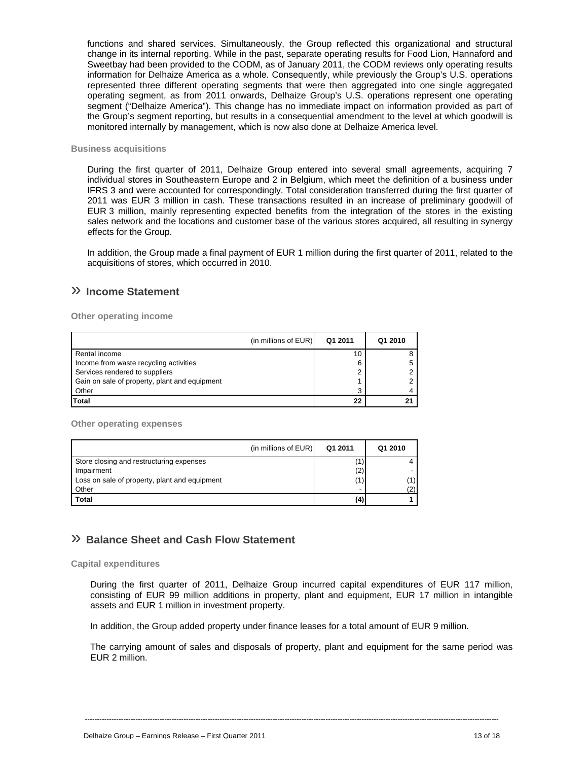functions and shared services. Simultaneously, the Group reflected this organizational and structural change in its internal reporting. While in the past, separate operating results for Food Lion, Hannaford and Sweetbay had been provided to the CODM, as of January 2011, the CODM reviews only operating results information for Delhaize America as a whole. Consequently, while previously the Group's U.S. operations represented three different operating segments that were then aggregated into one single aggregated operating segment, as from 2011 onwards, Delhaize Group's U.S. operations represent one operating segment ("Delhaize America"). This change has no immediate impact on information provided as part of the Group's segment reporting, but results in a consequential amendment to the level at which goodwill is monitored internally by management, which is now also done at Delhaize America level.

### Business acquisitions

During the first quarter of 2011, Delhaize Group entered into several small agreements, acquiring 7 individual stores in Southeastern Europe and 2 in Belgium, which meet the definition of a business under IFRS 3 and were accounted for correspondingly. Total consideration transferred during the first quarter of 2011 was EUR 3 million in cash. These transactions resulted in an increase of preliminary goodwill of EUR 3 million, mainly representing expected benefits from the integration of the stores in the existing sales network and the locations and customer base of the various stores acquired, all resulting in synergy effects for the Group.

In addition, the Group made a final payment of EUR 1 million during the first quarter of 2011, related to the acquisitions of stores, which occurred in 2010.

## » Income Statement

### Other operating income

| (in millions of EUR) | Q1 2011 | Q1 2010 |
|---|---|---|
| Rental income | 10 | 8 |
| Income from waste recycling activities | 6 | 5 |
| Services rendered to suppliers | 2 | 2 |
| Gain on sale of property, plant and equipment | 1 | 2 |
| Other | 3 | 4 |
| **Total** | **22** | **21** |

### Other operating expenses

| (in millions of EUR) | Q1 2011 | Q1 2010 |
|---|---|---|
| Store closing and restructuring expenses | (1) | 4 |
| Impairment | (2) | - |
| Loss on sale of property, plant and equipment | (1) | (1) |
| Other | - | (2) |
| **Total** | **(4)** | **1** |

## » Balance Sheet and Cash Flow Statement

### Capital expenditures

During the first quarter of 2011, Delhaize Group incurred capital expenditures of EUR 117 million, consisting of EUR 99 million additions in property, plant and equipment, EUR 17 million in intangible assets and EUR 1 million in investment property.

In addition, the Group added property under finance leases for a total amount of EUR 9 million.

The carrying amount of sales and disposals of property, plant and equipment for the same period was EUR 2 million.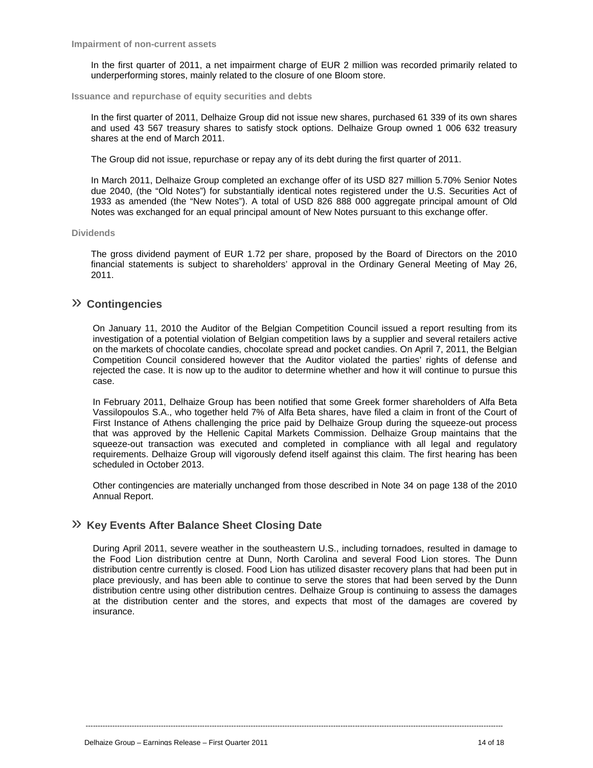### Impairment of non-current assets

In the first quarter of 2011, a net impairment charge of EUR 2 million was recorded primarily related to underperforming stores, mainly related to the closure of one Bloom store.

### Issuance and repurchase of equity securities and debts

In the first quarter of 2011, Delhaize Group did not issue new shares, purchased 61 339 of its own shares and used 43 567 treasury shares to satisfy stock options. Delhaize Group owned 1 006 632 treasury shares at the end of March 2011.

The Group did not issue, repurchase or repay any of its debt during the first quarter of 2011.

In March 2011, Delhaize Group completed an exchange offer of its USD 827 million 5.70% Senior Notes due 2040, (the "Old Notes") for substantially identical notes registered under the U.S. Securities Act of 1933 as amended (the "New Notes"). A total of USD 826 888 000 aggregate principal amount of Old Notes was exchanged for an equal principal amount of New Notes pursuant to this exchange offer.

### Dividends

The gross dividend payment of EUR 1.72 per share, proposed by the Board of Directors on the 2010 financial statements is subject to shareholders' approval in the Ordinary General Meeting of May 26, 2011.

## » Contingencies

On January 11, 2010 the Auditor of the Belgian Competition Council issued a report resulting from its investigation of a potential violation of Belgian competition laws by a supplier and several retailers active on the markets of chocolate candies, chocolate spread and pocket candies. On April 7, 2011, the Belgian Competition Council considered however that the Auditor violated the parties' rights of defense and rejected the case. It is now up to the auditor to determine whether and how it will continue to pursue this case.

In February 2011, Delhaize Group has been notified that some Greek former shareholders of Alfa Beta Vassilopoulos S.A., who together held 7% of Alfa Beta shares, have filed a claim in front of the Court of First Instance of Athens challenging the price paid by Delhaize Group during the squeeze-out process that was approved by the Hellenic Capital Markets Commission. Delhaize Group maintains that the squeeze-out transaction was executed and completed in compliance with all legal and regulatory requirements. Delhaize Group will vigorously defend itself against this claim. The first hearing has been scheduled in October 2013.

Other contingencies are materially unchanged from those described in Note 34 on page 138 of the 2010 Annual Report.

## » Key Events After Balance Sheet Closing Date

During April 2011, severe weather in the southeastern U.S., including tornadoes, resulted in damage to the Food Lion distribution centre at Dunn, North Carolina and several Food Lion stores. The Dunn distribution centre currently is closed. Food Lion has utilized disaster recovery plans that had been put in place previously, and has been able to continue to serve the stores that had been served by the Dunn distribution centre using other distribution centres. Delhaize Group is continuing to assess the damages at the distribution center and the stores, and expects that most of the damages are covered by insurance.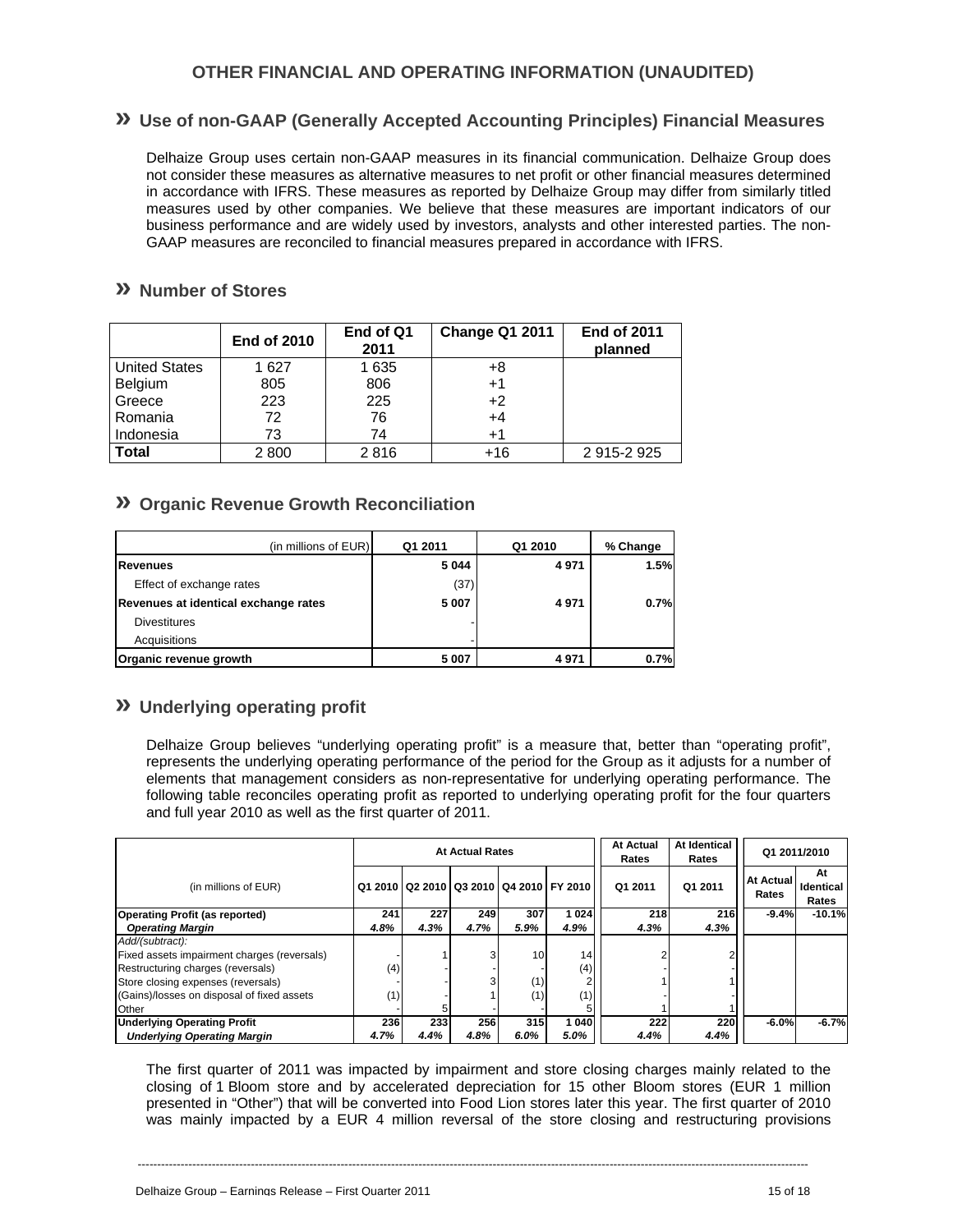# OTHER FINANCIAL AND OPERATING INFORMATION (UNAUDITED)

## » Use of non-GAAP (Generally Accepted Accounting Principles) Financial Measures

Delhaize Group uses certain non-GAAP measures in its financial communication. Delhaize Group does not consider these measures as alternative measures to net profit or other financial measures determined in accordance with IFRS. These measures as reported by Delhaize Group may differ from similarly titled measures used by other companies. We believe that these measures are important indicators of our business performance and are widely used by investors, analysts and other interested parties. The non-GAAP measures are reconciled to financial measures prepared in accordance with IFRS.

## » Number of Stores

| | End of 2010 | End of Q1 2011 | Change Q1 2011 | End of 2011 planned |
|---|---|---|---|---|
| United States | 1 627 | 1 635 | +8 | |
| Belgium | 805 | 806 | +1 | |
| Greece | 223 | 225 | +2 | |
| Romania | 72 | 76 | +4 | |
| Indonesia | 73 | 74 | +1 | |
| **Total** | 2 800 | 2 816 | +16 | 2 915-2 925 |

## » Organic Revenue Growth Reconciliation

| (in millions of EUR) | Q1 2011 | Q1 2010 | % Change |
|---|---|---|---|
| **Revenues** | **5 044** | **4 971** | **1.5%** |
| Effect of exchange rates | (37) | | |
| **Revenues at identical exchange rates** | **5 007** | **4 971** | **0.7%** |
| Divestitures | - | | |
| Acquisitions | - | | |
| **Organic revenue growth** | **5 007** | **4 971** | **0.7%** |

## » Underlying operating profit

Delhaize Group believes "underlying operating profit" is a measure that, better than "operating profit", represents the underlying operating performance of the period for the Group as it adjusts for a number of elements that management considers as non-representative for underlying operating performance. The following table reconciles operating profit as reported to underlying operating profit for the four quarters and full year 2010 as well as the first quarter of 2011.

| | At Actual Rates | | | | | At Actual Rates | At Identical Rates | Q1 2011/2010 | |
|---|---|---|---|---|---|---|---|---|---|
| (in millions of EUR) | Q1 2010 | Q2 2010 | Q3 2010 | Q4 2010 | FY 2010 | Q1 2011 | Q1 2011 | At Actual Rates | At Identical Rates |
| **Operating Profit (as reported)** | **241** | **227** | **249** | **307** | **1 024** | **218** | **216** | **-9.4%** | **-10.1%** |
| ***Operating Margin*** | ***4.8%*** | ***4.3%*** | ***4.7%*** | ***5.9%*** | ***4.9%*** | ***4.3%*** | ***4.3%*** | | |
| *Add/(subtract):* | | | | | | | | | |
| Fixed assets impairment charges (reversals) | - | 1 | 3 | 10 | 14 | 2 | 2 | | |
| Restructuring charges (reversals) | (4) | - | - | - | (4) | - | - | | |
| Store closing expenses (reversals) | - | - | 3 | (1) | 2 | 1 | 1 | | |
| (Gains)/losses on disposal of fixed assets | (1) | - | 1 | (1) | (1) | - | - | | |
| Other | - | 5 | - | - | 5 | 1 | 1 | | |
| **Underlying Operating Profit** | **236** | **233** | **256** | **315** | **1 040** | **222** | **220** | **-6.0%** | **-6.7%** |
| ***Underlying Operating Margin*** | ***4.7%*** | ***4.4%*** | ***4.8%*** | ***6.0%*** | ***5.0%*** | ***4.4%*** | ***4.4%*** | | |

The first quarter of 2011 was impacted by impairment and store closing charges mainly related to the closing of 1 Bloom store and by accelerated depreciation for 15 other Bloom stores (EUR 1 million presented in "Other") that will be converted into Food Lion stores later this year. The first quarter of 2010 was mainly impacted by a EUR 4 million reversal of the store closing and restructuring provisions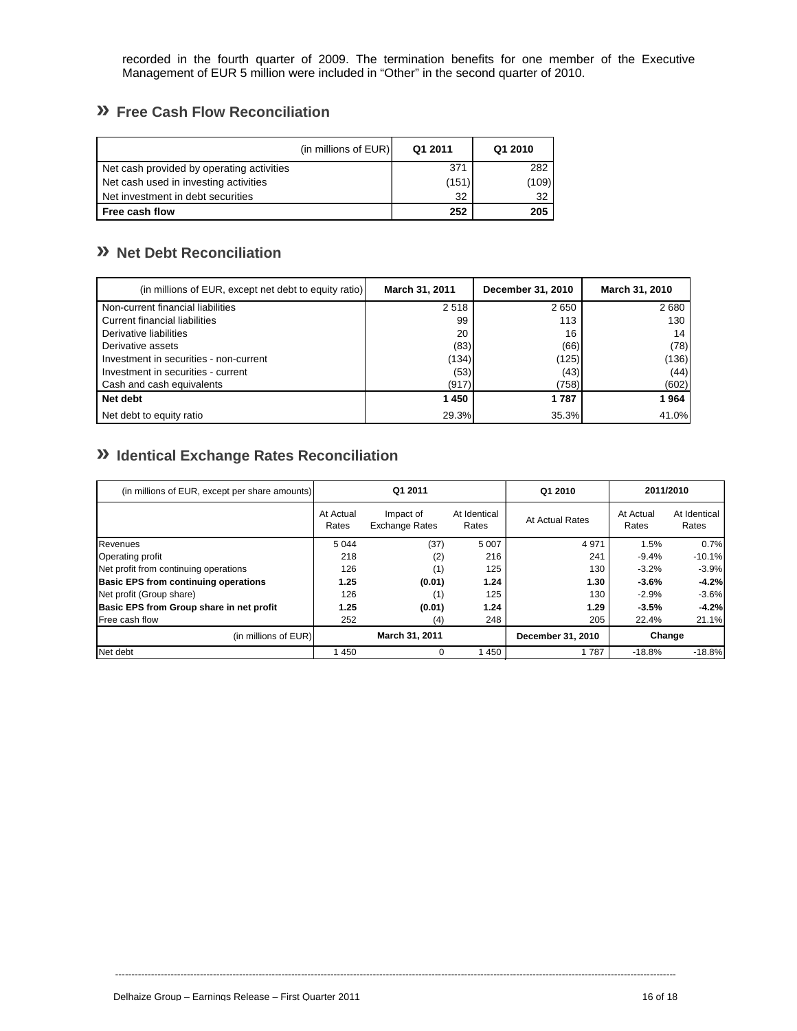recorded in the fourth quarter of 2009. The termination benefits for one member of the Executive Management of EUR 5 million were included in "Other" in the second quarter of 2010.

## » Free Cash Flow Reconciliation

| (in millions of EUR) | Q1 2011 | Q1 2010 |
|---|---|---|
| Net cash provided by operating activities | 371 | 282 |
| Net cash used in investing activities | (151) | (109) |
| Net investment in debt securities | 32 | 32 |
| **Free cash flow** | **252** | **205** |

## » Net Debt Reconciliation

| (in millions of EUR, except net debt to equity ratio) | March 31, 2011 | December 31, 2010 | March 31, 2010 |
|---|---|---|---|
| Non-current financial liabilities | 2 518 | 2 650 | 2 680 |
| Current financial liabilities | 99 | 113 | 130 |
| Derivative liabilities | 20 | 16 | 14 |
| Derivative assets | (83) | (66) | (78) |
| Investment in securities - non-current | (134) | (125) | (136) |
| Investment in securities - current | (53) | (43) | (44) |
| Cash and cash equivalents | (917) | (758) | (602) |
| **Net debt** | **1 450** | **1 787** | **1 964** |
| Net debt to equity ratio | 29.3% | 35.3% | 41.0% |

## » Identical Exchange Rates Reconciliation

| (in millions of EUR, except per share amounts) | Q1 2011 | | | Q1 2010 | 2011/2010 | |
|---|---|---|---|---|---|---|
| | At Actual Rates | Impact of Exchange Rates | At Identical Rates | At Actual Rates | At Actual Rates | At Identical Rates |
| Revenues | 5 044 | (37) | 5 007 | 4 971 | 1.5% | 0.7% |
| Operating profit | 218 | (2) | 216 | 241 | -9.4% | -10.1% |
| Net profit from continuing operations | 126 | (1) | 125 | 130 | -3.2% | -3.9% |
| **Basic EPS from continuing operations** | **1.25** | **(0.01)** | **1.24** | **1.30** | **-3.6%** | **-4.2%** |
| Net profit (Group share) | 126 | (1) | 125 | 130 | -2.9% | -3.6% |
| **Basic EPS from Group share in net profit** | **1.25** | **(0.01)** | **1.24** | **1.29** | **-3.5%** | **-4.2%** |
| Free cash flow | 252 | (4) | 248 | 205 | 22.4% | 21.1% |
| (in millions of EUR) | March 31, 2011 | | | December 31, 2010 | Change | |
| Net debt | 1 450 | 0 | 1 450 | 1 787 | -18.8% | -18.8% |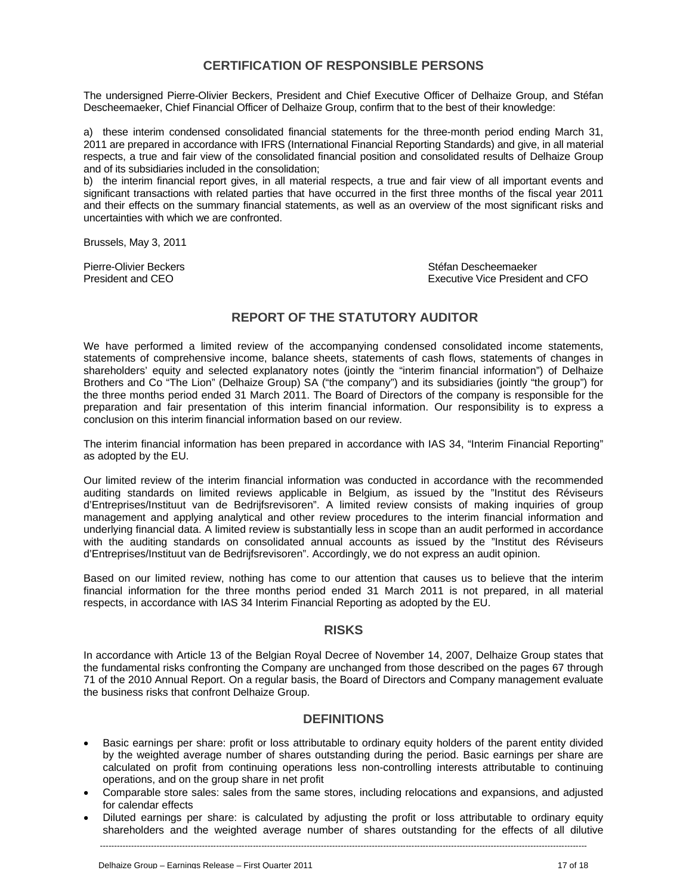## CERTIFICATION OF RESPONSIBLE PERSONS

The undersigned Pierre-Olivier Beckers, President and Chief Executive Officer of Delhaize Group, and Stéfan Descheemaeker, Chief Financial Officer of Delhaize Group, confirm that to the best of their knowledge:

a) these interim condensed consolidated financial statements for the three-month period ending March 31, 2011 are prepared in accordance with IFRS (International Financial Reporting Standards) and give, in all material respects, a true and fair view of the consolidated financial position and consolidated results of Delhaize Group and of its subsidiaries included in the consolidation;
b) the interim financial report gives, in all material respects, a true and fair view of all important events and significant transactions with related parties that have occurred in the first three months of the fiscal year 2011 and their effects on the summary financial statements, as well as an overview of the most significant risks and uncertainties with which we are confronted.

Brussels, May 3, 2011

Pierre-Olivier Beckers
President and CEO

Stéfan Descheemaeker
Executive Vice President and CFO

## REPORT OF THE STATUTORY AUDITOR

We have performed a limited review of the accompanying condensed consolidated income statements, statements of comprehensive income, balance sheets, statements of cash flows, statements of changes in shareholders' equity and selected explanatory notes (jointly the "interim financial information") of Delhaize Brothers and Co "The Lion" (Delhaize Group) SA ("the company") and its subsidiaries (jointly "the group") for the three months period ended 31 March 2011. The Board of Directors of the company is responsible for the preparation and fair presentation of this interim financial information. Our responsibility is to express a conclusion on this interim financial information based on our review.

The interim financial information has been prepared in accordance with IAS 34, "Interim Financial Reporting" as adopted by the EU.

Our limited review of the interim financial information was conducted in accordance with the recommended auditing standards on limited reviews applicable in Belgium, as issued by the "Institut des Réviseurs d'Entreprises/Instituut van de Bedrijfsrevisoren". A limited review consists of making inquiries of group management and applying analytical and other review procedures to the interim financial information and underlying financial data. A limited review is substantially less in scope than an audit performed in accordance with the auditing standards on consolidated annual accounts as issued by the "Institut des Réviseurs d'Entreprises/Instituut van de Bedrijfsrevisoren". Accordingly, we do not express an audit opinion.

Based on our limited review, nothing has come to our attention that causes us to believe that the interim financial information for the three months period ended 31 March 2011 is not prepared, in all material respects, in accordance with IAS 34 Interim Financial Reporting as adopted by the EU.

## RISKS

In accordance with Article 13 of the Belgian Royal Decree of November 14, 2007, Delhaize Group states that the fundamental risks confronting the Company are unchanged from those described on the pages 67 through 71 of the 2010 Annual Report. On a regular basis, the Board of Directors and Company management evaluate the business risks that confront Delhaize Group.

## DEFINITIONS

- Basic earnings per share: profit or loss attributable to ordinary equity holders of the parent entity divided by the weighted average number of shares outstanding during the period. Basic earnings per share are calculated on profit from continuing operations less non-controlling interests attributable to continuing operations, and on the group share in net profit
- Comparable store sales: sales from the same stores, including relocations and expansions, and adjusted for calendar effects
- Diluted earnings per share: is calculated by adjusting the profit or loss attributable to ordinary equity shareholders and the weighted average number of shares outstanding for the effects of all dilutive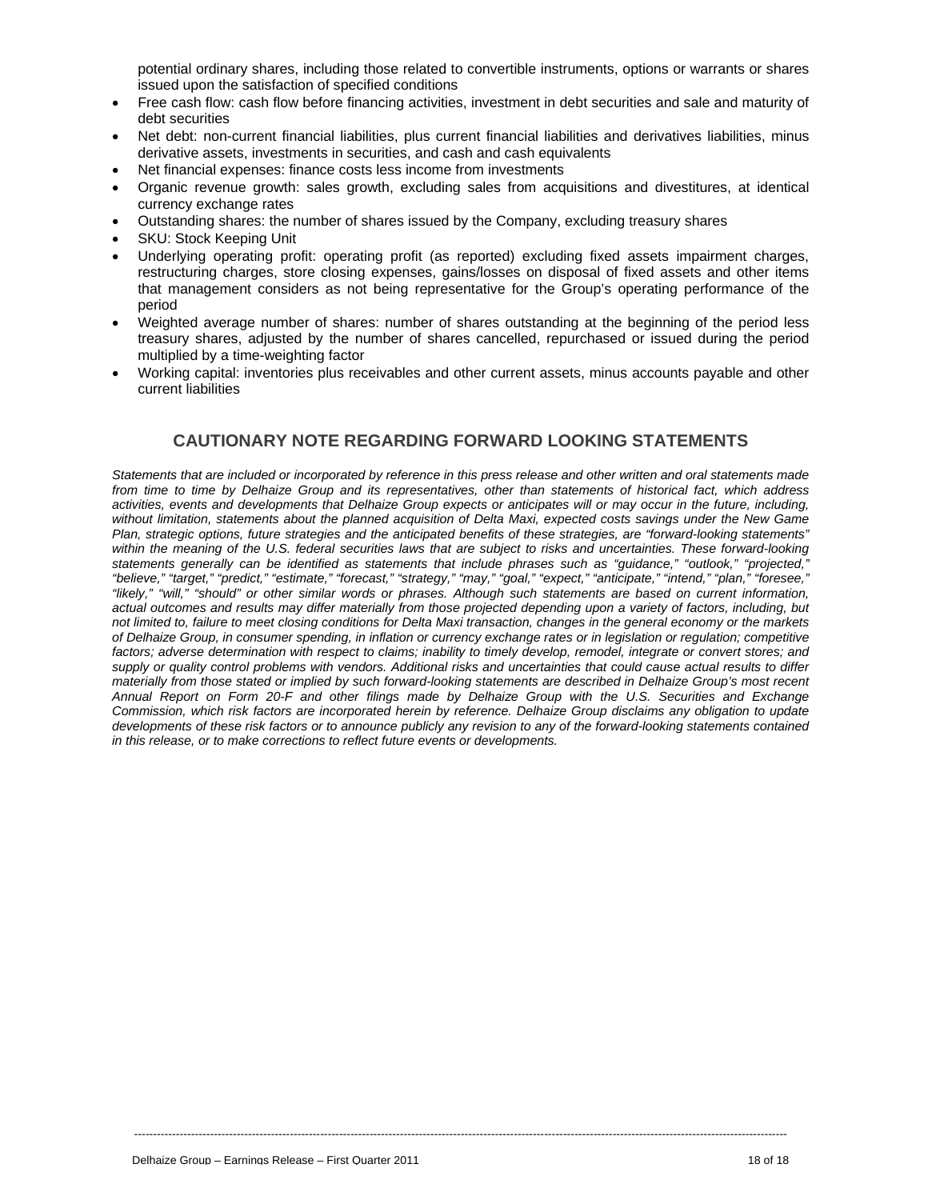potential ordinary shares, including those related to convertible instruments, options or warrants or shares issued upon the satisfaction of specified conditions

- Free cash flow: cash flow before financing activities, investment in debt securities and sale and maturity of debt securities
- Net debt: non-current financial liabilities, plus current financial liabilities and derivatives liabilities, minus derivative assets, investments in securities, and cash and cash equivalents
- Net financial expenses: finance costs less income from investments
- Organic revenue growth: sales growth, excluding sales from acquisitions and divestitures, at identical currency exchange rates
- Outstanding shares: the number of shares issued by the Company, excluding treasury shares
- SKU: Stock Keeping Unit
- Underlying operating profit: operating profit (as reported) excluding fixed assets impairment charges, restructuring charges, store closing expenses, gains/losses on disposal of fixed assets and other items that management considers as not being representative for the Group's operating performance of the period
- Weighted average number of shares: number of shares outstanding at the beginning of the period less treasury shares, adjusted by the number of shares cancelled, repurchased or issued during the period multiplied by a time-weighting factor
- Working capital: inventories plus receivables and other current assets, minus accounts payable and other current liabilities

## CAUTIONARY NOTE REGARDING FORWARD LOOKING STATEMENTS

*Statements that are included or incorporated by reference in this press release and other written and oral statements made from time to time by Delhaize Group and its representatives, other than statements of historical fact, which address activities, events and developments that Delhaize Group expects or anticipates will or may occur in the future, including, without limitation, statements about the planned acquisition of Delta Maxi, expected costs savings under the New Game Plan, strategic options, future strategies and the anticipated benefits of these strategies, are "forward-looking statements" within the meaning of the U.S. federal securities laws that are subject to risks and uncertainties. These forward-looking statements generally can be identified as statements that include phrases such as "guidance," "outlook," "projected," "believe," "target," "predict," "estimate," "forecast," "strategy," "may," "goal," "expect," "anticipate," "intend," "plan," "foresee," "likely," "will," "should" or other similar words or phrases. Although such statements are based on current information, actual outcomes and results may differ materially from those projected depending upon a variety of factors, including, but not limited to, failure to meet closing conditions for Delta Maxi transaction, changes in the general economy or the markets of Delhaize Group, in consumer spending, in inflation or currency exchange rates or in legislation or regulation; competitive factors; adverse determination with respect to claims; inability to timely develop, remodel, integrate or convert stores; and supply or quality control problems with vendors. Additional risks and uncertainties that could cause actual results to differ materially from those stated or implied by such forward-looking statements are described in Delhaize Group's most recent Annual Report on Form 20-F and other filings made by Delhaize Group with the U.S. Securities and Exchange Commission, which risk factors are incorporated herein by reference. Delhaize Group disclaims any obligation to update developments of these risk factors or to announce publicly any revision to any of the forward-looking statements contained in this release, or to make corrections to reflect future events or developments.*